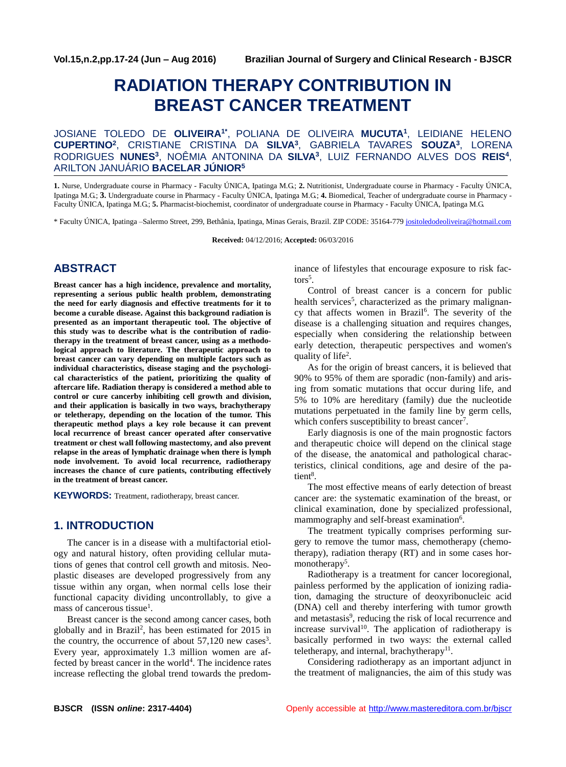# RADIATION THERAPY CONTRIBUTION IN BREAST CANCER TREATMENT

JOSIANE TOLEDO DE **OLIVEIRA**[1*], POLIANA DE OLIVEIRA **MUCUTA**[1], LEIDIANE HELENO **CUPERTINO**[2], CRISTIANE CRISTINA DA **SILVA**[3], GABRIELA TAVARES **SOUZA**[3], LORENA RODRIGUES **NUNES**[3], NOÊMIA ANTONINA DA **SILVA**[3], LUIZ FERNANDO ALVES DOS **REIS**[4], ARILTON JANUÁRIO **BACELAR JÚNIOR**[5]

**1.** Nurse, Undergraduate course in Pharmacy - Faculty ÚNICA, Ipatinga M.G.; **2.** Nutritionist, Undergraduate course in Pharmacy - Faculty ÚNICA, Ipatinga M.G.; **3.** Undergraduate course in Pharmacy - Faculty ÚNICA, Ipatinga M.G.; **4.** Biomedical, Teacher of undergraduate course in Pharmacy - Faculty ÚNICA, Ipatinga M.G.; **5.** Pharmacist-biochemist, coordinator of undergraduate course in Pharmacy - Faculty ÚNICA, Ipatinga M.G.

\* Faculty ÚNICA, Ipatinga –Salermo Street, 299, Bethânia, Ipatinga, Minas Gerais, Brazil. ZIP CODE: 35164-779 josiltoledodeoliveira@hotmail.com

**Received:** 04/12/2016; **Accepted:** 06/03/2016

## ABSTRACT

**Breast cancer has a high incidence, prevalence and mortality, representing a serious public health problem, demonstrating the need for early diagnosis and effective treatments for it to become a curable disease. Against this background radiation is presented as an important therapeutic tool. The objective of this study was to describe what is the contribution of radiotherapy in the treatment of breast cancer, using as a methodological approach to literature. The therapeutic approach to breast cancer can vary depending on multiple factors such as individual characteristics, disease staging and the psychological characteristics of the patient, prioritizing the quality of aftercare life. Radiation therapy is considered a method able to control or cure cancerby inhibiting cell growth and division, and their application is basically in two ways, brachytherapy or teletherapy, depending on the location of the tumor. This therapeutic method plays a key role because it can prevent local recurrence of breast cancer operated after conservative treatment or chest wall following mastectomy, and also prevent relapse in the areas of lymphatic drainage when there is lymph node involvement. To avoid local recurrence, radiotherapy increases the chance of cure patients, contributing effectively in the treatment of breast cancer.**

**KEYWORDS:** Treatment, radiotherapy, breast cancer.

## 1. INTRODUCTION

The cancer is in a disease with a multifactorial etiology and natural history, often providing cellular mutations of genes that control cell growth and mitosis. Neoplastic diseases are developed progressively from any tissue within any organ, when normal cells lose their functional capacity dividing uncontrollably, to give a mass of cancerous tissue[1].

Breast cancer is the second among cancer cases, both globally and in Brazil[2], has been estimated for 2015 in the country, the occurrence of about 57,120 new cases[3]. Every year, approximately 1.3 million women are affected by breast cancer in the world[4]. The incidence rates increase reflecting the global trend towards the predominance of lifestyles that encourage exposure to risk factors[5].

Control of breast cancer is a concern for public health services[5], characterized as the primary malignancy that affects women in Brazil[6]. The severity of the disease is a challenging situation and requires changes, especially when considering the relationship between early detection, therapeutic perspectives and women's quality of life[2].

As for the origin of breast cancers, it is believed that 90% to 95% of them are sporadic (non-family) and arising from somatic mutations that occur during life, and 5% to 10% are hereditary (family) due the nucleotide mutations perpetuated in the family line by germ cells, which confers susceptibility to breast cancer[7].

Early diagnosis is one of the main prognostic factors and therapeutic choice will depend on the clinical stage of the disease, the anatomical and pathological characteristics, clinical conditions, age and desire of the patient[8].

The most effective means of early detection of breast cancer are: the systematic examination of the breast, or clinical examination, done by specialized professional, mammography and self-breast examination[6].

The treatment typically comprises performing surgery to remove the tumor mass, chemotherapy (chemotherapy), radiation therapy (RT) and in some cases hormonotherapy[5].

Radiotherapy is a treatment for cancer locoregional, painless performed by the application of ionizing radiation, damaging the structure of deoxyribonucleic acid (DNA) cell and thereby interfering with tumor growth and metastasis[9], reducing the risk of local recurrence and increase survival[10]. The application of radiotherapy is basically performed in two ways: the external called teletherapy, and internal, brachytherapy[11].

Considering radiotherapy as an important adjunct in the treatment of malignancies, the aim of this study was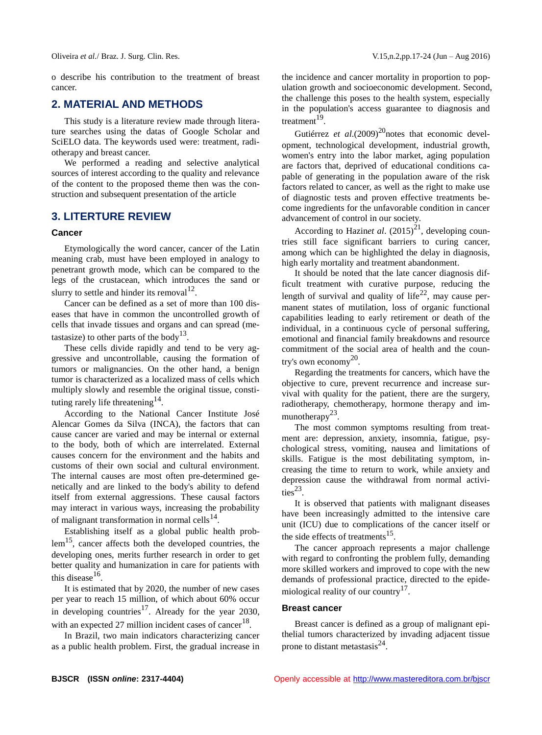o describe his contribution to the treatment of breast cancer.

## 2. MATERIAL AND METHODS

This study is a literature review made through literature searches using the datas of Google Scholar and SciELO data. The keywords used were: treatment, radiotherapy and breast cancer.

We performed a reading and selective analytical sources of interest according to the quality and relevance of the content to the proposed theme then was the construction and subsequent presentation of the article

## 3. LITERTURE REVIEW

### Cancer

Etymologically the word cancer, cancer of the Latin meaning crab, must have been employed in analogy to penetrant growth mode, which can be compared to the legs of the crustacean, which introduces the sand or slurry to settle and hinder its removal[12].

Cancer can be defined as a set of more than 100 diseases that have in common the uncontrolled growth of cells that invade tissues and organs and can spread (metastasize) to other parts of the body[13].

These cells divide rapidly and tend to be very aggressive and uncontrollable, causing the formation of tumors or malignancies. On the other hand, a benign tumor is characterized as a localized mass of cells which multiply slowly and resemble the original tissue, constituting rarely life threatening[14].

According to the National Cancer Institute José Alencar Gomes da Silva (INCA), the factors that can cause cancer are varied and may be internal or external to the body, both of which are interrelated. External causes concern for the environment and the habits and customs of their own social and cultural environment. The internal causes are most often pre-determined genetically and are linked to the body's ability to defend itself from external aggressions. These causal factors may interact in various ways, increasing the probability of malignant transformation in normal cells[14].

Establishing itself as a global public health problem[15], cancer affects both the developed countries, the developing ones, merits further research in order to get better quality and humanization in care for patients with this disease[16].

It is estimated that by 2020, the number of new cases per year to reach 15 million, of which about 60% occur in developing countries[17]. Already for the year 2030, with an expected 27 million incident cases of cancer[18].

In Brazil, two main indicators characterizing cancer as a public health problem. First, the gradual increase in the incidence and cancer mortality in proportion to population growth and socioeconomic development. Second, the challenge this poses to the health system, especially in the population's access guarantee to diagnosis and treatment[19].

Gutiérrez *et al*.(2009)[20]notes that economic development, technological development, industrial growth, women's entry into the labor market, aging population are factors that, deprived of educational conditions capable of generating in the population aware of the risk factors related to cancer, as well as the right to make use of diagnostic tests and proven effective treatments become ingredients for the unfavorable condition in cancer advancement of control in our society.

According to Hazin*et al*. (2015)[21], developing countries still face significant barriers to curing cancer, among which can be highlighted the delay in diagnosis, high early mortality and treatment abandonment.

It should be noted that the late cancer diagnosis difficult treatment with curative purpose, reducing the length of survival and quality of life[22], may cause permanent states of mutilation, loss of organic functional capabilities leading to early retirement or death of the individual, in a continuous cycle of personal suffering, emotional and financial family breakdowns and resource commitment of the social area of health and the country's own economy[20].

Regarding the treatments for cancers, which have the objective to cure, prevent recurrence and increase survival with quality for the patient, there are the surgery, radiotherapy, chemotherapy, hormone therapy and immunotherapy[23].

The most common symptoms resulting from treatment are: depression, anxiety, insomnia, fatigue, psychological stress, vomiting, nausea and limitations of skills. Fatigue is the most debilitating symptom, increasing the time to return to work, while anxiety and depression cause the withdrawal from normal activities[23].

It is observed that patients with malignant diseases have been increasingly admitted to the intensive care unit (ICU) due to complications of the cancer itself or the side effects of treatments[15].

The cancer approach represents a major challenge with regard to confronting the problem fully, demanding more skilled workers and improved to cope with the new demands of professional practice, directed to the epidemiological reality of our country[17].

### Breast cancer

Breast cancer is defined as a group of malignant epithelial tumors characterized by invading adjacent tissue prone to distant metastasis[24].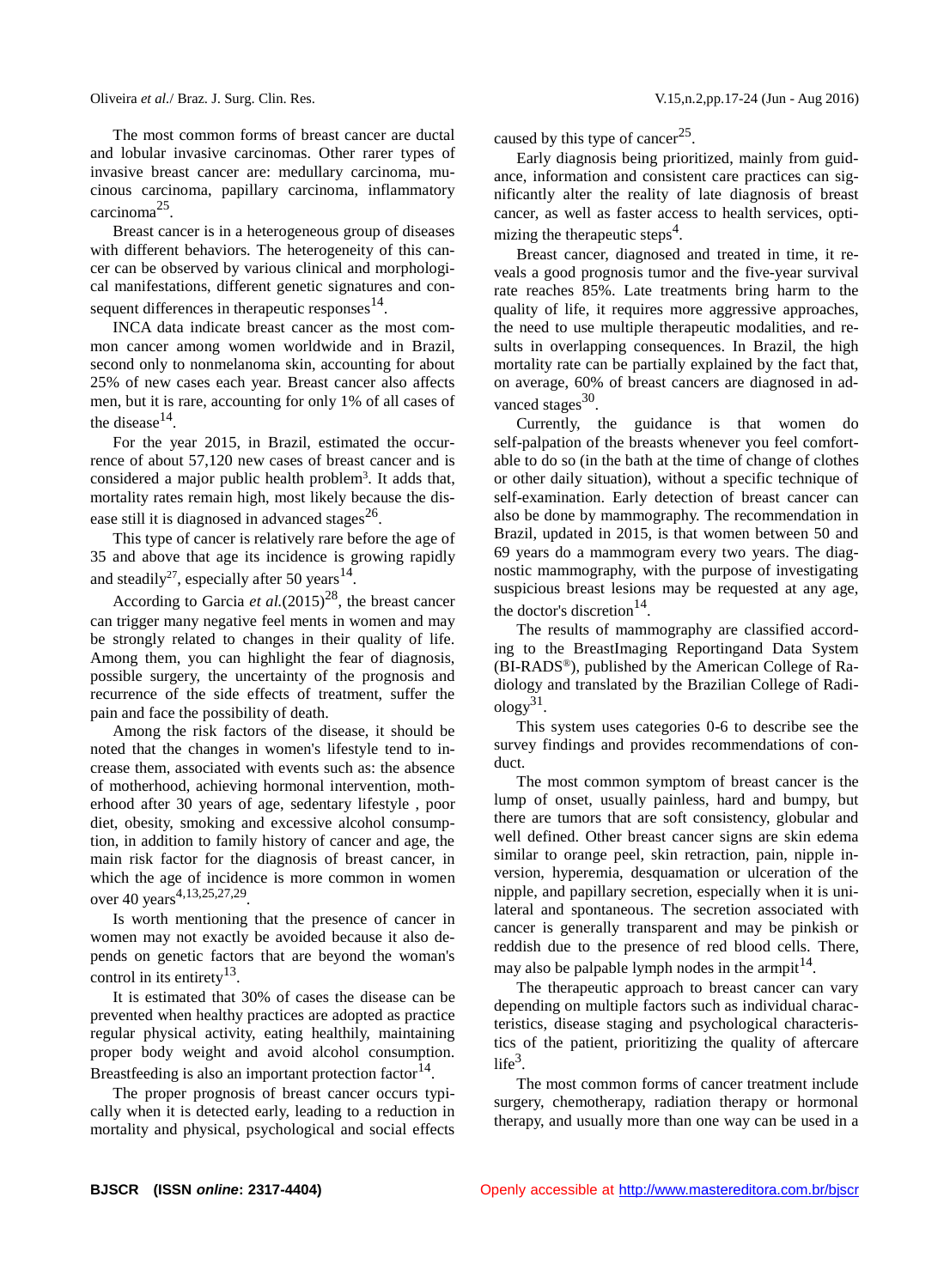The most common forms of breast cancer are ductal and lobular invasive carcinomas. Other rarer types of invasive breast cancer are: medullary carcinoma, mucinous carcinoma, papillary carcinoma, inflammatory carcinoma[25].

Breast cancer is in a heterogeneous group of diseases with different behaviors. The heterogeneity of this cancer can be observed by various clinical and morphological manifestations, different genetic signatures and consequent differences in therapeutic responses[14].

INCA data indicate breast cancer as the most common cancer among women worldwide and in Brazil, second only to nonmelanoma skin, accounting for about 25% of new cases each year. Breast cancer also affects men, but it is rare, accounting for only 1% of all cases of the disease[14].

For the year 2015, in Brazil, estimated the occurrence of about 57,120 new cases of breast cancer and is considered a major public health problem[3]. It adds that, mortality rates remain high, most likely because the disease still it is diagnosed in advanced stages[26].

This type of cancer is relatively rare before the age of 35 and above that age its incidence is growing rapidly and steadily[27], especially after 50 years[14].

According to Garcia *et al.*(2015)[28], the breast cancer can trigger many negative feel ments in women and may be strongly related to changes in their quality of life. Among them, you can highlight the fear of diagnosis, possible surgery, the uncertainty of the prognosis and recurrence of the side effects of treatment, suffer the pain and face the possibility of death.

Among the risk factors of the disease, it should be noted that the changes in women's lifestyle tend to increase them, associated with events such as: the absence of motherhood, achieving hormonal intervention, motherhood after 30 years of age, sedentary lifestyle , poor diet, obesity, smoking and excessive alcohol consumption, in addition to family history of cancer and age, the main risk factor for the diagnosis of breast cancer, in which the age of incidence is more common in women over 40 years[4,13,25,27,29].

Is worth mentioning that the presence of cancer in women may not exactly be avoided because it also depends on genetic factors that are beyond the woman's control in its entirety[13].

It is estimated that 30% of cases the disease can be prevented when healthy practices are adopted as practice regular physical activity, eating healthily, maintaining proper body weight and avoid alcohol consumption. Breastfeeding is also an important protection factor[14].

The proper prognosis of breast cancer occurs typically when it is detected early, leading to a reduction in mortality and physical, psychological and social effects caused by this type of cancer[25].

Early diagnosis being prioritized, mainly from guidance, information and consistent care practices can significantly alter the reality of late diagnosis of breast cancer, as well as faster access to health services, optimizing the therapeutic steps[4].

Breast cancer, diagnosed and treated in time, it reveals a good prognosis tumor and the five-year survival rate reaches 85%. Late treatments bring harm to the quality of life, it requires more aggressive approaches, the need to use multiple therapeutic modalities, and results in overlapping consequences. In Brazil, the high mortality rate can be partially explained by the fact that, on average, 60% of breast cancers are diagnosed in advanced stages[30].

Currently, the guidance is that women do self-palpation of the breasts whenever you feel comfortable to do so (in the bath at the time of change of clothes or other daily situation), without a specific technique of self-examination. Early detection of breast cancer can also be done by mammography. The recommendation in Brazil, updated in 2015, is that women between 50 and 69 years do a mammogram every two years. The diagnostic mammography, with the purpose of investigating suspicious breast lesions may be requested at any age, the doctor's discretion[14].

The results of mammography are classified according to the BreastImaging Reportingand Data System (BI-RADS®), published by the American College of Radiology and translated by the Brazilian College of Radiology[31].

This system uses categories 0-6 to describe see the survey findings and provides recommendations of conduct.

The most common symptom of breast cancer is the lump of onset, usually painless, hard and bumpy, but there are tumors that are soft consistency, globular and well defined. Other breast cancer signs are skin edema similar to orange peel, skin retraction, pain, nipple inversion, hyperemia, desquamation or ulceration of the nipple, and papillary secretion, especially when it is unilateral and spontaneous. The secretion associated with cancer is generally transparent and may be pinkish or reddish due to the presence of red blood cells. There, may also be palpable lymph nodes in the armpit[14].

The therapeutic approach to breast cancer can vary depending on multiple factors such as individual characteristics, disease staging and psychological characteristics of the patient, prioritizing the quality of aftercare life[3].

The most common forms of cancer treatment include surgery, chemotherapy, radiation therapy or hormonal therapy, and usually more than one way can be used in a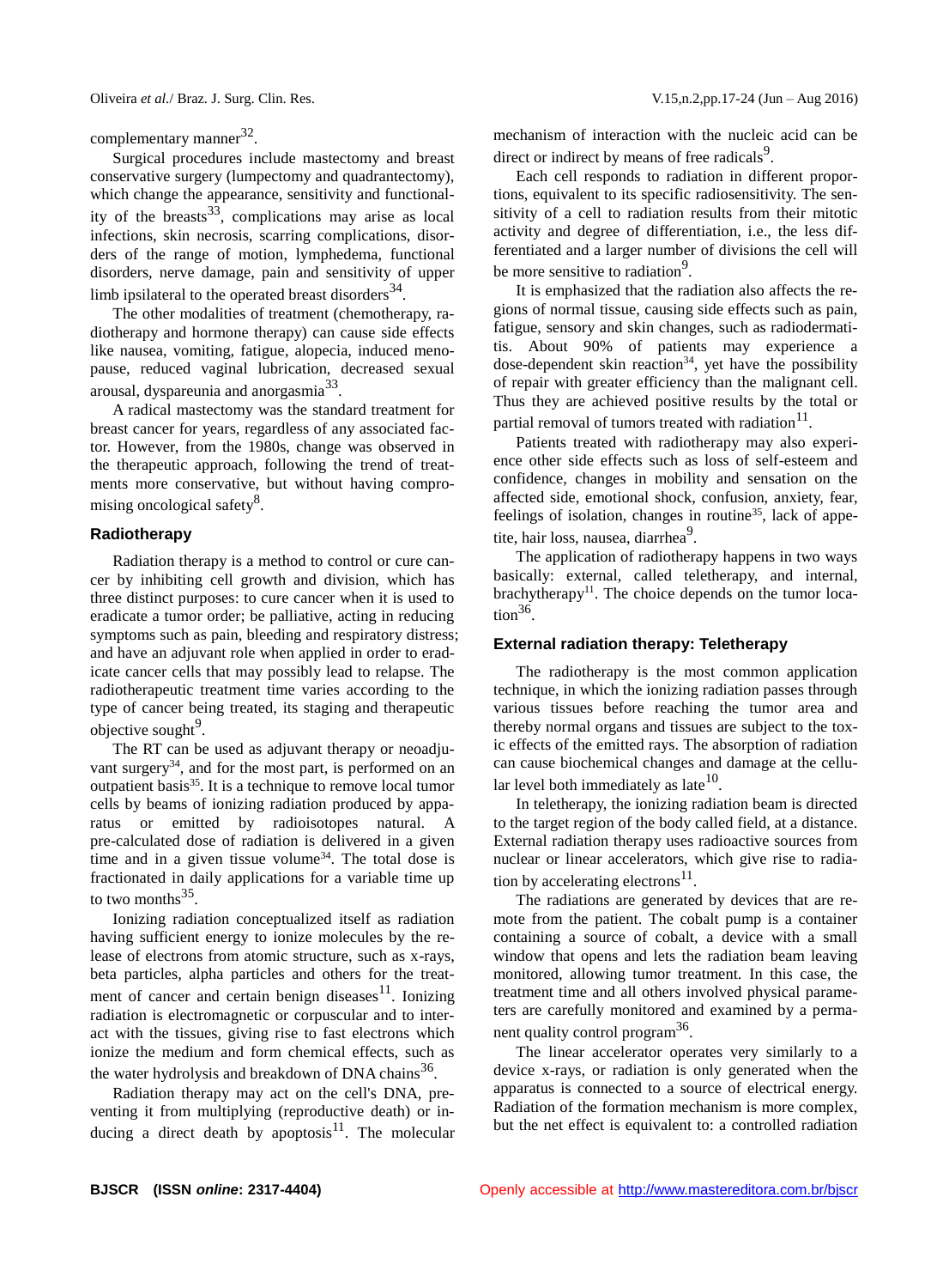complementary manner[32].

Surgical procedures include mastectomy and breast conservative surgery (lumpectomy and quadrantectomy), which change the appearance, sensitivity and functionality of the breasts[33], complications may arise as local infections, skin necrosis, scarring complications, disorders of the range of motion, lymphedema, functional disorders, nerve damage, pain and sensitivity of upper limb ipsilateral to the operated breast disorders[34].

The other modalities of treatment (chemotherapy, radiotherapy and hormone therapy) can cause side effects like nausea, vomiting, fatigue, alopecia, induced menopause, reduced vaginal lubrication, decreased sexual arousal, dyspareunia and anorgasmia[33].

A radical mastectomy was the standard treatment for breast cancer for years, regardless of any associated factor. However, from the 1980s, change was observed in the therapeutic approach, following the trend of treatments more conservative, but without having compromising oncological safety[8].

## Radiotherapy

Radiation therapy is a method to control or cure cancer by inhibiting cell growth and division, which has three distinct purposes: to cure cancer when it is used to eradicate a tumor order; be palliative, acting in reducing symptoms such as pain, bleeding and respiratory distress; and have an adjuvant role when applied in order to eradicate cancer cells that may possibly lead to relapse. The radiotherapeutic treatment time varies according to the type of cancer being treated, its staging and therapeutic objective sought[9].

The RT can be used as adjuvant therapy or neoadjuvant surgery[34], and for the most part, is performed on an outpatient basis[35]. It is a technique to remove local tumor cells by beams of ionizing radiation produced by apparatus or emitted by radioisotopes natural. A pre-calculated dose of radiation is delivered in a given time and in a given tissue volume[34]. The total dose is fractionated in daily applications for a variable time up to two months[35].

Ionizing radiation conceptualized itself as radiation having sufficient energy to ionize molecules by the release of electrons from atomic structure, such as x-rays, beta particles, alpha particles and others for the treatment of cancer and certain benign diseases[11]. Ionizing radiation is electromagnetic or corpuscular and to interact with the tissues, giving rise to fast electrons which ionize the medium and form chemical effects, such as the water hydrolysis and breakdown of DNA chains[36].

Radiation therapy may act on the cell's DNA, preventing it from multiplying (reproductive death) or inducing a direct death by apoptosis[11]. The molecular mechanism of interaction with the nucleic acid can be direct or indirect by means of free radicals[9].

Each cell responds to radiation in different proportions, equivalent to its specific radiosensitivity. The sensitivity of a cell to radiation results from their mitotic activity and degree of differentiation, i.e., the less differentiated and a larger number of divisions the cell will be more sensitive to radiation[9].

It is emphasized that the radiation also affects the regions of normal tissue, causing side effects such as pain, fatigue, sensory and skin changes, such as radiodermatitis. About 90% of patients may experience a dose-dependent skin reaction[34], yet have the possibility of repair with greater efficiency than the malignant cell. Thus they are achieved positive results by the total or partial removal of tumors treated with radiation[11].

Patients treated with radiotherapy may also experience other side effects such as loss of self-esteem and confidence, changes in mobility and sensation on the affected side, emotional shock, confusion, anxiety, fear, feelings of isolation, changes in routine[35], lack of appetite, hair loss, nausea, diarrhea[9].

The application of radiotherapy happens in two ways basically: external, called teletherapy, and internal, brachytherapy[11]. The choice depends on the tumor location[36].

## External radiation therapy: Teletherapy

The radiotherapy is the most common application technique, in which the ionizing radiation passes through various tissues before reaching the tumor area and thereby normal organs and tissues are subject to the toxic effects of the emitted rays. The absorption of radiation can cause biochemical changes and damage at the cellular level both immediately as late[10].

In teletherapy, the ionizing radiation beam is directed to the target region of the body called field, at a distance. External radiation therapy uses radioactive sources from nuclear or linear accelerators, which give rise to radiation by accelerating electrons[11].

The radiations are generated by devices that are remote from the patient. The cobalt pump is a container containing a source of cobalt, a device with a small window that opens and lets the radiation beam leaving monitored, allowing tumor treatment. In this case, the treatment time and all others involved physical parameters are carefully monitored and examined by a permanent quality control program[36].

The linear accelerator operates very similarly to a device x-rays, or radiation is only generated when the apparatus is connected to a source of electrical energy. Radiation of the formation mechanism is more complex, but the net effect is equivalent to: a controlled radiation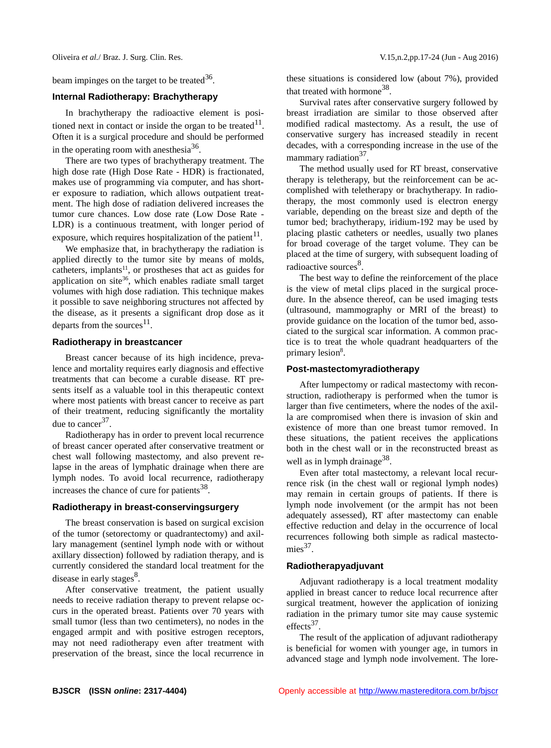beam impinges on the target to be treated[36].

### Internal Radiotherapy: Brachytherapy

In brachytherapy the radioactive element is positioned next in contact or inside the organ to be treated[11]. Often it is a surgical procedure and should be performed in the operating room with anesthesia[36].

There are two types of brachytherapy treatment. The high dose rate (High Dose Rate - HDR) is fractionated, makes use of programming via computer, and has shorter exposure to radiation, which allows outpatient treatment. The high dose of radiation delivered increases the tumor cure chances. Low dose rate (Low Dose Rate - LDR) is a continuous treatment, with longer period of exposure, which requires hospitalization of the patient[11].

We emphasize that, in brachytherapy the radiation is applied directly to the tumor site by means of molds, catheters, implants[11], or prostheses that act as guides for application on site[36], which enables radiate small target volumes with high dose radiation. This technique makes it possible to save neighboring structures not affected by the disease, as it presents a significant drop dose as it departs from the sources[11].

### Radiotherapy in breastcancer

Breast cancer because of its high incidence, prevalence and mortality requires early diagnosis and effective treatments that can become a curable disease. RT presents itself as a valuable tool in this therapeutic context where most patients with breast cancer to receive as part of their treatment, reducing significantly the mortality due to cancer[37].

Radiotherapy has in order to prevent local recurrence of breast cancer operated after conservative treatment or chest wall following mastectomy, and also prevent relapse in the areas of lymphatic drainage when there are lymph nodes. To avoid local recurrence, radiotherapy increases the chance of cure for patients[38].

### Radiotherapy in breast-conservingsurgery

The breast conservation is based on surgical excision of the tumor (setorectomy or quadrantectomy) and axillary management (sentinel lymph node with or without axillary dissection) followed by radiation therapy, and is currently considered the standard local treatment for the disease in early stages[8].

After conservative treatment, the patient usually needs to receive radiation therapy to prevent relapse occurs in the operated breast. Patients over 70 years with small tumor (less than two centimeters), no nodes in the engaged armpit and with positive estrogen receptors, may not need radiotherapy even after treatment with preservation of the breast, since the local recurrence in these situations is considered low (about 7%), provided that treated with hormone[38].

Survival rates after conservative surgery followed by breast irradiation are similar to those observed after modified radical mastectomy. As a result, the use of conservative surgery has increased steadily in recent decades, with a corresponding increase in the use of the mammary radiation[37].

The method usually used for RT breast, conservative therapy is teletherapy, but the reinforcement can be accomplished with teletherapy or brachytherapy. In radiotherapy, the most commonly used is electron energy variable, depending on the breast size and depth of the tumor bed; brachytherapy, iridium-192 may be used by placing plastic catheters or needles, usually two planes for broad coverage of the target volume. They can be placed at the time of surgery, with subsequent loading of radioactive sources[8].

The best way to define the reinforcement of the place is the view of metal clips placed in the surgical procedure. In the absence thereof, can be used imaging tests (ultrasound, mammography or MRI of the breast) to provide guidance on the location of the tumor bed, associated to the surgical scar information. A common practice is to treat the whole quadrant headquarters of the primary lesion[8].

### Post-mastectomyradiotherapy

After lumpectomy or radical mastectomy with reconstruction, radiotherapy is performed when the tumor is larger than five centimeters, where the nodes of the axilla are compromised when there is invasion of skin and existence of more than one breast tumor removed. In these situations, the patient receives the applications both in the chest wall or in the reconstructed breast as well as in lymph drainage[38].

Even after total mastectomy, a relevant local recurrence risk (in the chest wall or regional lymph nodes) may remain in certain groups of patients. If there is lymph node involvement (or the armpit has not been adequately assessed), RT after mastectomy can enable effective reduction and delay in the occurrence of local recurrences following both simple as radical mastectomies[37].

### Radiotherapyadjuvant

Adjuvant radiotherapy is a local treatment modality applied in breast cancer to reduce local recurrence after surgical treatment, however the application of ionizing radiation in the primary tumor site may cause systemic effects[37].

The result of the application of adjuvant radiotherapy is beneficial for women with younger age, in tumors in advanced stage and lymph node involvement. The lore-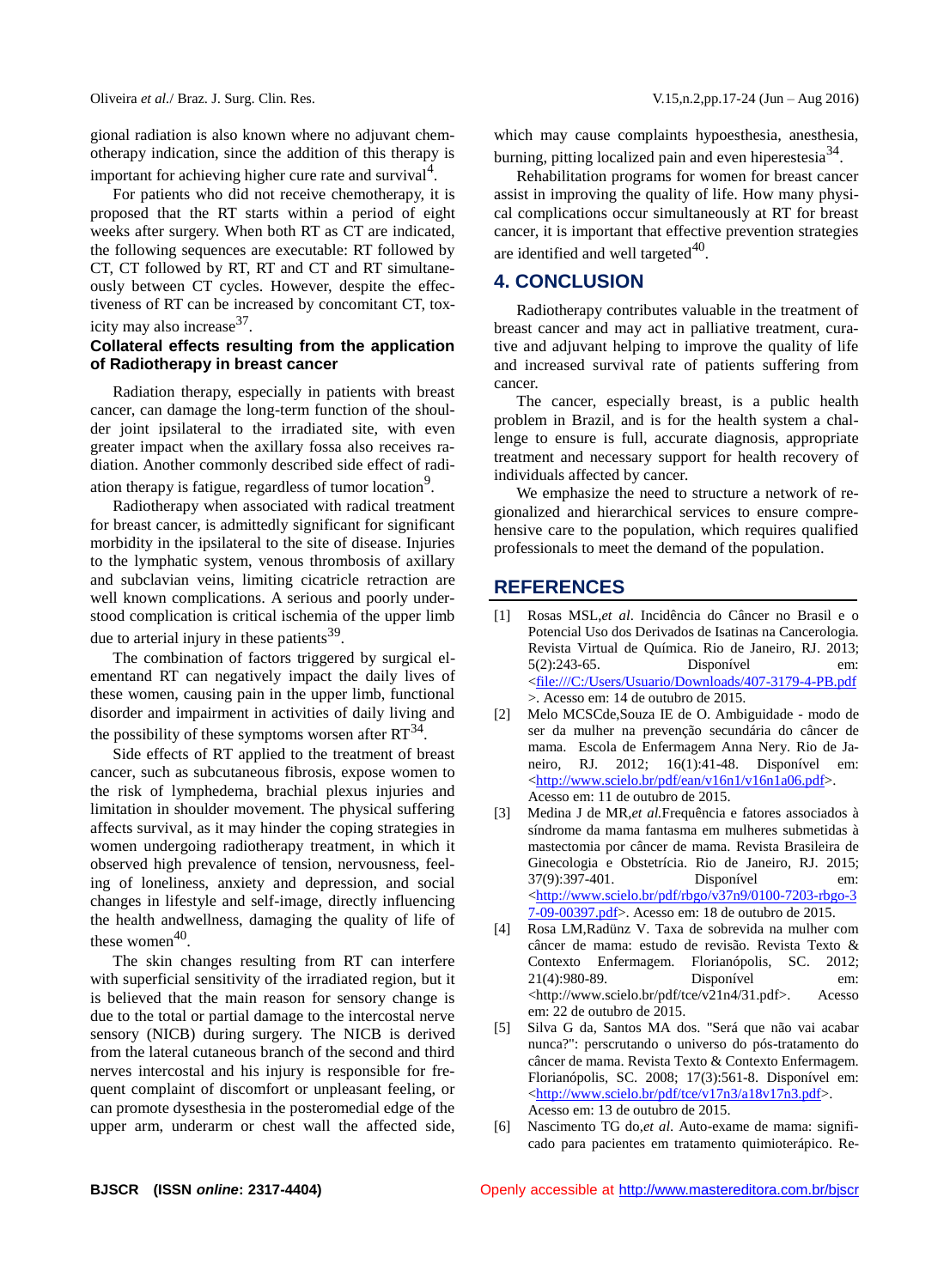gional radiation is also known where no adjuvant chemotherapy indication, since the addition of this therapy is important for achieving higher cure rate and survival[4].

For patients who did not receive chemotherapy, it is proposed that the RT starts within a period of eight weeks after surgery. When both RT as CT are indicated, the following sequences are executable: RT followed by CT, CT followed by RT, RT and CT and RT simultaneously between CT cycles. However, despite the effectiveness of RT can be increased by concomitant CT, toxicity may also increase[37].

### Collateral effects resulting from the application of Radiotherapy in breast cancer

Radiation therapy, especially in patients with breast cancer, can damage the long-term function of the shoulder joint ipsilateral to the irradiated site, with even greater impact when the axillary fossa also receives radiation. Another commonly described side effect of radiation therapy is fatigue, regardless of tumor location[9].

Radiotherapy when associated with radical treatment for breast cancer, is admittedly significant for significant morbidity in the ipsilateral to the site of disease. Injuries to the lymphatic system, venous thrombosis of axillary and subclavian veins, limiting cicatricle retraction are well known complications. A serious and poorly understood complication is critical ischemia of the upper limb due to arterial injury in these patients[39].

The combination of factors triggered by surgical elementand RT can negatively impact the daily lives of these women, causing pain in the upper limb, functional disorder and impairment in activities of daily living and the possibility of these symptoms worsen after RT[34].

Side effects of RT applied to the treatment of breast cancer, such as subcutaneous fibrosis, expose women to the risk of lymphedema, brachial plexus injuries and limitation in shoulder movement. The physical suffering affects survival, as it may hinder the coping strategies in women undergoing radiotherapy treatment, in which it observed high prevalence of tension, nervousness, feeling of loneliness, anxiety and depression, and social changes in lifestyle and self-image, directly influencing the health andwellness, damaging the quality of life of these women[40].

The skin changes resulting from RT can interfere with superficial sensitivity of the irradiated region, but it is believed that the main reason for sensory change is due to the total or partial damage to the intercostal nerve sensory (NICB) during surgery. The NICB is derived from the lateral cutaneous branch of the second and third nerves intercostal and his injury is responsible for frequent complaint of discomfort or unpleasant feeling, or can promote dysesthesia in the posteromedial edge of the upper arm, underarm or chest wall the affected side, which may cause complaints hypoesthesia, anesthesia, burning, pitting localized pain and even hiperestesia[34].

Rehabilitation programs for women for breast cancer assist in improving the quality of life. How many physical complications occur simultaneously at RT for breast cancer, it is important that effective prevention strategies are identified and well targeted[40].

## 4. CONCLUSION

Radiotherapy contributes valuable in the treatment of breast cancer and may act in palliative treatment, curative and adjuvant helping to improve the quality of life and increased survival rate of patients suffering from cancer.

The cancer, especially breast, is a public health problem in Brazil, and is for the health system a challenge to ensure is full, accurate diagnosis, appropriate treatment and necessary support for health recovery of individuals affected by cancer.

We emphasize the need to structure a network of regionalized and hierarchical services to ensure comprehensive care to the population, which requires qualified professionals to meet the demand of the population.

## REFERENCES

[1] Rosas MSL,*et al*. Incidência do Câncer no Brasil e o Potencial Uso dos Derivados de Isatinas na Cancerologia. Revista Virtual de Química. Rio de Janeiro, RJ. 2013; 5(2):243-65. Disponível em: <file:///C:/Users/Usuario/Downloads/407-3179-4-PB.pdf>. Acesso em: 14 de outubro de 2015.

[2] Melo MCSCde,Souza IE de O. Ambiguidade - modo de ser da mulher na prevenção secundária do câncer de mama. Escola de Enfermagem Anna Nery. Rio de Janeiro, RJ. 2012; 16(1):41-48. Disponível em: <http://www.scielo.br/pdf/ean/v16n1/v16n1a06.pdf>. Acesso em: 11 de outubro de 2015.

[3] Medina J de MR,*et al.*Frequência e fatores associados à síndrome da mama fantasma em mulheres submetidas à mastectomia por câncer de mama. Revista Brasileira de Ginecologia e Obstetrícia. Rio de Janeiro, RJ. 2015; 37(9):397-401. Disponível em: <http://www.scielo.br/pdf/rbgo/v37n9/0100-7203-rbgo-37-09-00397.pdf>. Acesso em: 18 de outubro de 2015.

[4] Rosa LM,Radünz V. Taxa de sobrevida na mulher com câncer de mama: estudo de revisão. Revista Texto & Contexto Enfermagem. Florianópolis, SC. 2012; 21(4):980-89. Disponível em: <http://www.scielo.br/pdf/tce/v21n4/31.pdf>. Acesso em: 22 de outubro de 2015.

[5] Silva G da, Santos MA dos. "Será que não vai acabar nunca?": perscrutando o universo do pós-tratamento do câncer de mama. Revista Texto & Contexto Enfermagem. Florianópolis, SC. 2008; 17(3):561-8. Disponível em: <http://www.scielo.br/pdf/tce/v17n3/a18v17n3.pdf>. Acesso em: 13 de outubro de 2015.

[6] Nascimento TG do,*et al*. Auto-exame de mama: significado para pacientes em tratamento quimioterápico. Re-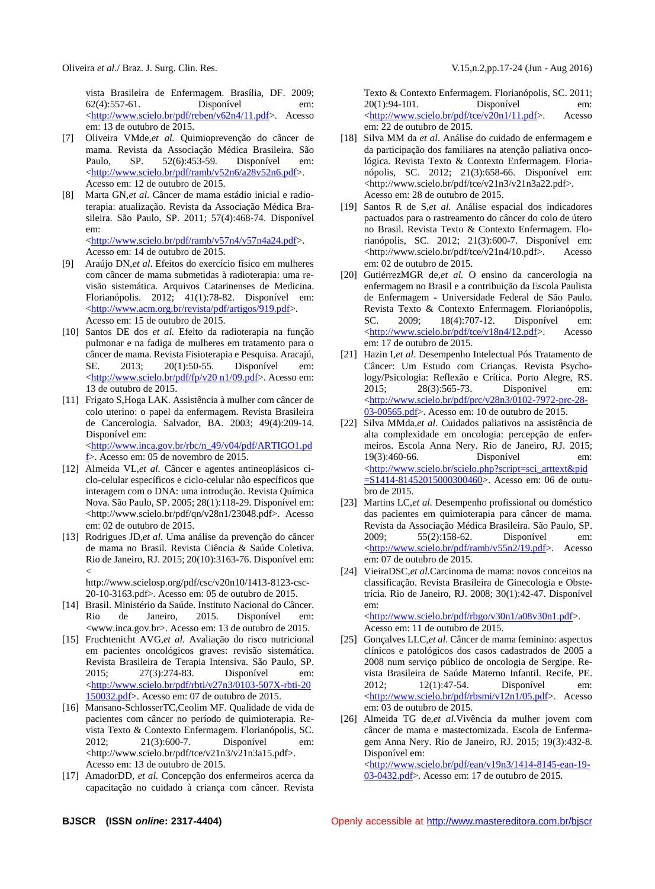vista Brasileira de Enfermagem. Brasília, DF. 2009; 62(4):557-61. Disponível em: <http://www.scielo.br/pdf/reben/v62n4/11.pdf>. Acesso em: 13 de outubro de 2015.

[7] Oliveira VMde,*et al.* Quimioprevenção do câncer de mama. Revista da Associação Médica Brasileira. São Paulo, SP. 52(6):453-59. Disponível em: <http://www.scielo.br/pdf/ramb/v52n6/a28v52n6.pdf>. Acesso em: 12 de outubro de 2015.

[8] Marta GN,*et al.* Câncer de mama estádio inicial e radioterapia: atualização. Revista da Associação Médica Brasileira. São Paulo, SP. 2011; 57(4):468-74. Disponível em: <http://www.scielo.br/pdf/ramb/v57n4/v57n4a24.pdf>. Acesso em: 14 de outubro de 2015.

[9] Araújo DN,*et al.* Efeitos do exercício físico em mulheres com câncer de mama submetidas à radioterapia: uma revisão sistemática. Arquivos Catarinenses de Medicina. Florianópolis. 2012; 41(1):78-82. Disponível em: <http://www.acm.org.br/revista/pdf/artigos/919.pdf>. Acesso em: 15 de outubro de 2015.

[10] Santos DE dos *et al.* Efeito da radioterapia na função pulmonar e na fadiga de mulheres em tratamento para o câncer de mama. Revista Fisioterapia e Pesquisa. Aracajú, SE. 2013; 20(1):50-55. Disponível em: <http://www.scielo.br/pdf/fp/v20 n1/09.pdf>. Acesso em: 13 de outubro de 2015.

[11] Frigato S,Hoga LAK. Assistência à mulher com câncer de colo uterino: o papel da enfermagem. Revista Brasileira de Cancerologia. Salvador, BA. 2003; 49(4):209-14. Disponível em: <http://www.inca.gov.br/rbc/n_49/v04/pdf/ARTIGO1.pdf>. Acesso em: 05 de novembro de 2015.

[12] Almeida VL,*et al.* Câncer e agentes antineoplásicos ciclo-celular específicos e ciclo-celular não específicos que interagem com o DNA: uma introdução. Revista Química Nova. São Paulo, SP. 2005; 28(1):118-29. Disponível em: <http://www.scielo.br/pdf/qn/v28n1/23048.pdf>. Acesso em: 02 de outubro de 2015.

[13] Rodrigues JD,*et al.* Uma análise da prevenção do câncer de mama no Brasil. Revista Ciência & Saúde Coletiva. Rio de Janeiro, RJ. 2015; 20(10):3163-76. Disponível em: < http://www.scielosp.org/pdf/csc/v20n10/1413-8123-csc-20-10-3163.pdf>. Acesso em: 05 de outubro de 2015.

[14] Brasil. Ministério da Saúde. Instituto Nacional do Câncer. Rio de Janeiro, 2015. Disponível em: <www.inca.gov.br>. Acesso em: 13 de outubro de 2015.

[15] Fruchtenicht AVG,*et al.* Avaliação do risco nutricional em pacientes oncológicos graves: revisão sistemática. Revista Brasileira de Terapia Intensiva. São Paulo, SP. 2015; 27(3):274-83. Disponível em: <http://www.scielo.br/pdf/rbti/v27n3/0103-507X-rbti-20150032.pdf>. Acesso em: 07 de outubro de 2015.

[16] Mansano-SchlosserTC,Ceolim MF. Qualidade de vida de pacientes com câncer no período de quimioterapia. Revista Texto & Contexto Enfermagem. Florianópolis, SC. 2012; 21(3):600-7. Disponível em: <http://www.scielo.br/pdf/tce/v21n3/v21n3a15.pdf>. Acesso em: 13 de outubro de 2015.

[17] AmadorDD, *et al.* Concepção dos enfermeiros acerca da capacitação no cuidado à criança com câncer. Revista Texto & Contexto Enfermagem. Florianópolis, SC. 2011; 20(1):94-101. Disponível em: <http://www.scielo.br/pdf/tce/v20n1/11.pdf>. Acesso em: 22 de outubro de 2015.

[18] Silva MM da *et al.* Análise do cuidado de enfermagem e da participação dos familiares na atenção paliativa oncológica. Revista Texto & Contexto Enfermagem. Florianópolis, SC. 2012; 21(3):658-66. Disponível em: <http://www.scielo.br/pdf/tce/v21n3/v21n3a22.pdf>. Acesso em: 28 de outubro de 2015.

[19] Santos R de S,*et al.* Análise espacial dos indicadores pactuados para o rastreamento do câncer do colo de útero no Brasil. Revista Texto & Contexto Enfermagem. Florianópolis, SC. 2012; 21(3):600-7. Disponível em: <http://www.scielo.br/pdf/tce/v21n4/10.pdf>. Acesso em: 02 de outubro de 2015.

[20] GutiérrezMGR de,*et al.* O ensino da cancerologia na enfermagem no Brasil e a contribuição da Escola Paulista de Enfermagem - Universidade Federal de São Paulo. Revista Texto & Contexto Enfermagem. Florianópolis, SC. 2009; 18(4):707-12. Disponível em: <http://www.scielo.br/pdf/tce/v18n4/12.pdf>. Acesso em: 17 de outubro de 2015.

[21] Hazin I,*et al.* Desempenho Intelectual Pós Tratamento de Câncer: Um Estudo com Crianças. Revista Psychology/Psicologia: Reflexão e Crítica. Porto Alegre, RS. 2015; 28(3):565-73. Disponível em: <http://www.scielo.br/pdf/prc/v28n3/0102-7972-prc-28-03-00565.pdf>. Acesso em: 10 de outubro de 2015.

[22] Silva MMda,*et al.* Cuidados paliativos na assistência de alta complexidade em oncologia: percepção de enfermeiros. Escola Anna Nery. Rio de Janeiro, RJ. 2015; 19(3):460-66. Disponível em: <http://www.scielo.br/scielo.php?script=sci_arttext&pid=S1414-81452015000300460>. Acesso em: 06 de outubro de 2015.

[23] Martins LC,*et al.* Desempenho profissional ou doméstico das pacientes em quimioterapia para câncer de mama. Revista da Associação Médica Brasileira. São Paulo, SP. 2009; 55(2):158-62. Disponível em: <http://www.scielo.br/pdf/ramb/v55n2/19.pdf>. Acesso em: 07 de outubro de 2015.

[24] VieiraDSC,*et al.*Carcinoma de mama: novos conceitos na classificação. Revista Brasileira de Ginecologia e Obstetrícia. Rio de Janeiro, RJ. 2008; 30(1):42-47. Disponível em: <http://www.scielo.br/pdf/rbgo/v30n1/a08v30n1.pdf>. Acesso em: 11 de outubro de 2015.

[25] Gonçalves LLC,*et al.* Câncer de mama feminino: aspectos clínicos e patológicos dos casos cadastrados de 2005 a 2008 num serviço público de oncologia de Sergipe. Revista Brasileira de Saúde Materno Infantil. Recife, PE. 2012; 12(1):47-54. Disponível em: <http://www.scielo.br/pdf/rbsmi/v12n1/05.pdf>. Acesso em: 03 de outubro de 2015.

[26] Almeida TG de,*et al.*Vivência da mulher jovem com câncer de mama e mastectomizada. Escola de Enfermagem Anna Nery. Rio de Janeiro, RJ. 2015; 19(3):432-8. Disponível em: <http://www.scielo.br/pdf/ean/v19n3/1414-8145-ean-19-03-0432.pdf>. Acesso em: 17 de outubro de 2015.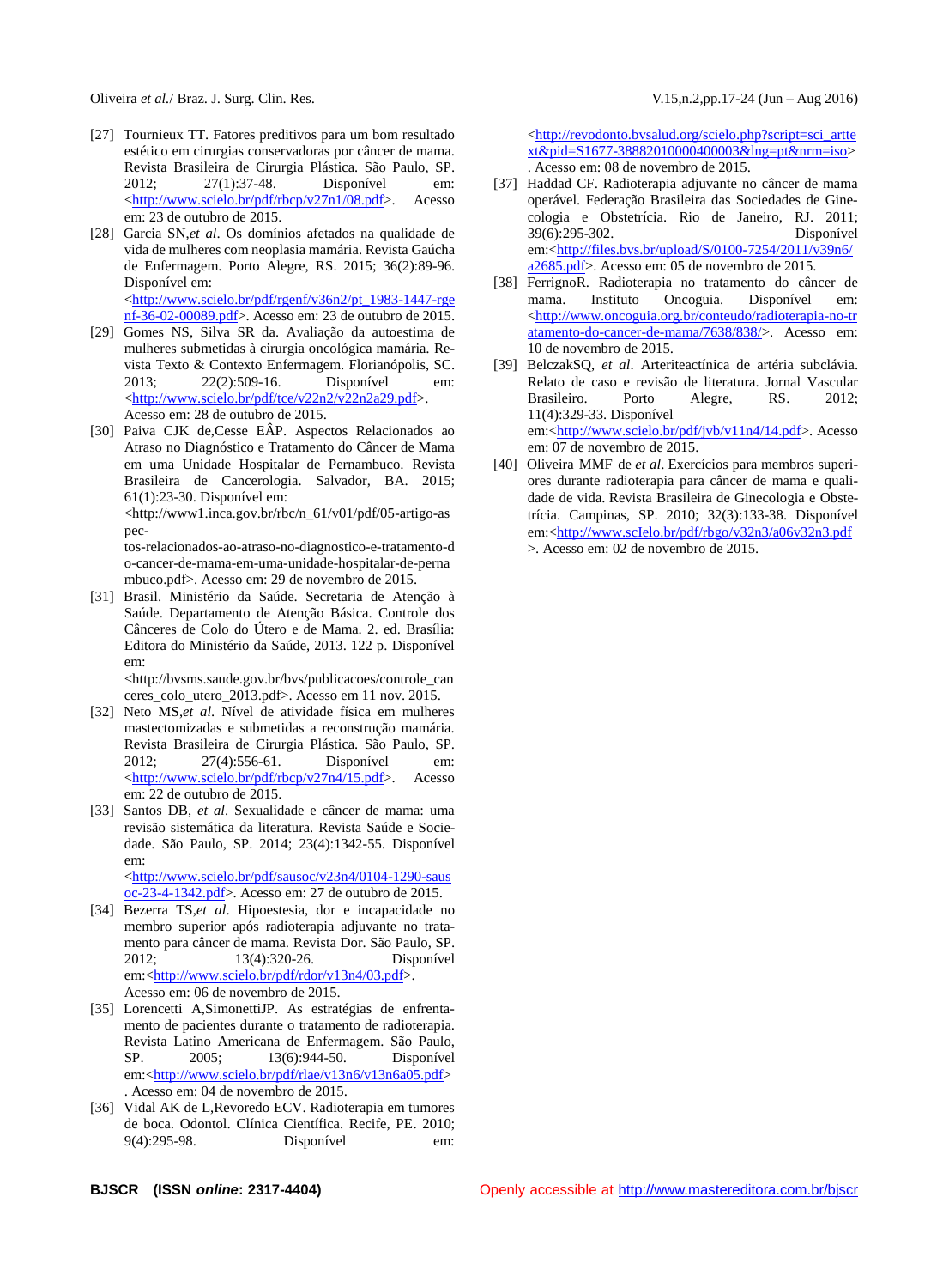[27] Tournieux TT. Fatores preditivos para um bom resultado estético em cirurgias conservadoras por câncer de mama. Revista Brasileira de Cirurgia Plástica. São Paulo, SP. 2012; 27(1):37-48. Disponível em: <http://www.scielo.br/pdf/rbcp/v27n1/08.pdf>. Acesso em: 23 de outubro de 2015.

[28] Garcia SN,*et al*. Os domínios afetados na qualidade de vida de mulheres com neoplasia mamária. Revista Gaúcha de Enfermagem. Porto Alegre, RS. 2015; 36(2):89-96. Disponível em: <http://www.scielo.br/pdf/rgenf/v36n2/pt_1983-1447-rgenf-36-02-00089.pdf>. Acesso em: 23 de outubro de 2015.

[29] Gomes NS, Silva SR da. Avaliação da autoestima de mulheres submetidas à cirurgia oncológica mamária. Revista Texto & Contexto Enfermagem. Florianópolis, SC. 2013; 22(2):509-16. Disponível em: <http://www.scielo.br/pdf/tce/v22n2/v22n2a29.pdf>. Acesso em: 28 de outubro de 2015.

[30] Paiva CJK de,Cesse EÂP. Aspectos Relacionados ao Atraso no Diagnóstico e Tratamento do Câncer de Mama em uma Unidade Hospitalar de Pernambuco. Revista Brasileira de Cancerologia. Salvador, BA. 2015; 61(1):23-30. Disponível em: <http://www1.inca.gov.br/rbc/n_61/v01/pdf/05-artigo-aspectos-relacionados-ao-atraso-no-diagnostico-e-tratamento-do-cancer-de-mama-em-uma-unidade-hospitalar-de-pernambuco.pdf>. Acesso em: 29 de novembro de 2015.

[31] Brasil. Ministério da Saúde. Secretaria de Atenção à Saúde. Departamento de Atenção Básica. Controle dos Cânceres de Colo do Útero e de Mama. 2. ed. Brasília: Editora do Ministério da Saúde, 2013. 122 p. Disponível em: <http://bvsms.saude.gov.br/bvs/publicacoes/controle_canceres_colo_utero_2013.pdf>. Acesso em 11 nov. 2015.

[32] Neto MS,*et al*. Nível de atividade física em mulheres mastectomizadas e submetidas a reconstrução mamária. Revista Brasileira de Cirurgia Plástica. São Paulo, SP. 2012; 27(4):556-61. Disponível em: <http://www.scielo.br/pdf/rbcp/v27n4/15.pdf>. Acesso em: 22 de outubro de 2015.

[33] Santos DB, *et al*. Sexualidade e câncer de mama: uma revisão sistemática da literatura. Revista Saúde e Sociedade. São Paulo, SP. 2014; 23(4):1342-55. Disponível em: <http://www.scielo.br/pdf/sausoc/v23n4/0104-1290-sausoc-23-4-1342.pdf>. Acesso em: 27 de outubro de 2015.

[34] Bezerra TS,*et al*. Hipoestesia, dor e incapacidade no membro superior após radioterapia adjuvante no tratamento para câncer de mama. Revista Dor. São Paulo, SP. 2012; 13(4):320-26. Disponível em:<http://www.scielo.br/pdf/rdor/v13n4/03.pdf>. Acesso em: 06 de novembro de 2015.

[35] Lorencetti A,SimonettiJP. As estratégias de enfrentamento de pacientes durante o tratamento de radioterapia. Revista Latino Americana de Enfermagem. São Paulo, SP. 2005; 13(6):944-50. Disponível em:<http://www.scielo.br/pdf/rlae/v13n6/v13n6a05.pdf>. Acesso em: 04 de novembro de 2015.

[36] Vidal AK de L,Revoredo ECV. Radioterapia em tumores de boca. Odontol. Clínica Científica. Recife, PE. 2010; 9(4):295-98. Disponível em: <http://revodonto.bvsalud.org/scielo.php?script=sci_arttext&pid=S1677-38882010000400003&lng=pt&nrm=iso>. Acesso em: 08 de novembro de 2015.

[37] Haddad CF. Radioterapia adjuvante no câncer de mama operável. Federação Brasileira das Sociedades de Ginecologia e Obstetrícia. Rio de Janeiro, RJ. 2011; 39(6):295-302. Disponível em:<http://files.bvs.br/upload/S/0100-7254/2011/v39n6/a2685.pdf>. Acesso em: 05 de novembro de 2015.

[38] FerrignoR. Radioterapia no tratamento do câncer de mama. Instituto Oncoguia. Disponível em: <http://www.oncoguia.org.br/conteudo/radioterapia-no-tratamento-do-cancer-de-mama/7638/838/>. Acesso em: 10 de novembro de 2015.

[39] BelczakSQ, *et al*. Arteriteactínica de artéria subclávia. Relato de caso e revisão de literatura. Jornal Vascular Brasileiro. Porto Alegre, RS. 2012; 11(4):329-33. Disponível em:<http://www.scielo.br/pdf/jvb/v11n4/14.pdf>. Acesso em: 07 de novembro de 2015.

[40] Oliveira MMF de *et al*. Exercícios para membros superiores durante radioterapia para câncer de mama e qualidade de vida. Revista Brasileira de Ginecologia e Obstetrícia. Campinas, SP. 2010; 32(3):133-38. Disponível em:<http://www.scIelo.br/pdf/rbgo/v32n3/a06v32n3.pdf>. Acesso em: 02 de novembro de 2015.